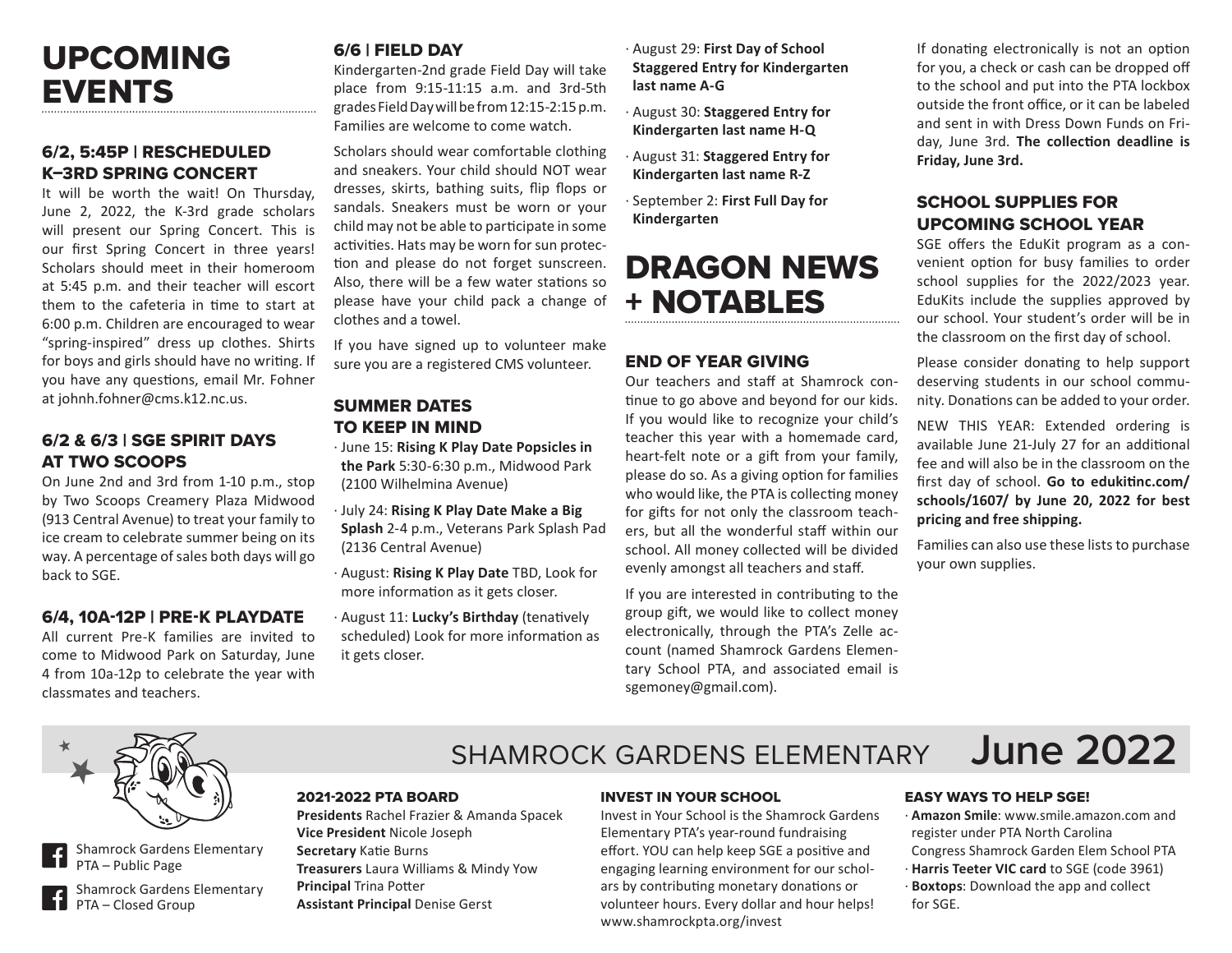# UPCOMING EVENTS

### 6/2, 5:45P | RESCHEDULED K–3RD SPRING CONCERT

It will be worth the wait! On Thursday, June 2, 2022, the K-3rd grade scholars will present our Spring Concert. This is our first Spring Concert in three years! Scholars should meet in their homeroom at 5:45 p.m. and their teacher will escort them to the cafeteria in time to start at 6:00 p.m. Children are encouraged to wear "spring-inspired" dress up clothes. Shirts for boys and girls should have no writing. If you have any questions, email Mr. Fohner at johnh.fohner@cms.k12.nc.us.

### 6/2 & 6/3 | SGE SPIRIT DAYS AT TWO SCOOPS

On June 2nd and 3rd from 1-10 p.m., stop by Two Scoops Creamery Plaza Midwood (913 Central Avenue) to treat your family to ice cream to celebrate summer being on its way. A percentage of sales both days will go back to SGE.

### 6/4, 10A-12P | PRE-K PLAYDATE

All current Pre-K families are invited to come to Midwood Park on Saturday, June 4 from 10a-12p to celebrate the year with classmates and teachers.

### 6/6 | FIELD DAY

Kindergarten-2nd grade Field Day will take place from 9:15-11:15 a.m. and 3rd-5th grades Field Day will be from 12:15-2:15 p.m. Families are welcome to come watch.

Scholars should wear comfortable clothing and sneakers. Your child should NOT wear dresses, skirts, bathing suits, flip flops or sandals. Sneakers must be worn or your child may not be able to participate in some activities. Hats may be worn for sun protection and please do not forget sunscreen. Also, there will be a few water stations so please have your child pack a change of clothes and a towel.

If you have signed up to volunteer make sure you are a registered CMS volunteer.

### SUMMER DATES TO KEEP IN MIND

- June 15: **Rising K Play Date Popsicles in the Park** 5:30-6:30 p.m., Midwood Park (2100 Wilhelmina Avenue)
- July 24: **Rising K Play Date Make a Big Splash** 2-4 p.m., Veterans Park Splash Pad (2136 Central Avenue)
- August: **Rising K Play Date** TBD, Look for more information as it gets closer.
- August 11: **Lucky's Birthday** (tenatively scheduled) Look for more information as it gets closer.
- August 29: **First Day of School Staggered Entry for Kindergarten last name A-G**
- August 30: **Staggered Entry for Kindergarten last name H-Q**
- August 31: **Staggered Entry for Kindergarten last name R-Z**
- September 2: **First Full Day for Kindergarten**

# DRAGON NEWS + NOTABLES

### END OF YEAR GIVING

Our teachers and staff at Shamrock continue to go above and beyond for our kids. If you would like to recognize your child's teacher this year with a homemade card, heart-felt note or a gift from your family, please do so. As a giving option for families who would like, the PTA is collecting money for gifts for not only the classroom teachers, but all the wonderful staff within our school. All money collected will be divided evenly amongst all teachers and staff.

If you are interested in contributing to the group gift, we would like to collect money electronically, through the PTA's Zelle account (named Shamrock Gardens Elementary School PTA, and associated email is sgemoney@gmail.com).

If donating electronically is not an option for you, a check or cash can be dropped off to the school and put into the PTA lockbox outside the front office, or it can be labeled and sent in with Dress Down Funds on Friday, June 3rd. **The collection deadline is Friday, June 3rd.**

### SCHOOL SUPPLIES FOR UPCOMING SCHOOL YEAR

SGE offers the EduKit program as a convenient option for busy families to order school supplies for the 2022/2023 year. EduKits include the supplies approved by our school. Your student's order will be in the classroom on the first day of school.

Please consider donating to help support deserving students in our school community. Donations can be added to your order.

NEW THIS YEAR: Extended ordering is available June 21-July 27 for an additional fee and will also be in the classroom on the first day of school. **Go to edukitinc.com/schools/1607/ by June 20, 2022 for best pricing and free shipping.**

Families can also use these lists to purchase your own supplies.

## SHAMROCK GARDENS ELEMENTARY June 2022

Shamrock Gardens Elementary PTA – Public Page

Shamrock Gardens Elementary PTA – Closed Group

### 2021-2022 PTA BOARD

**Presidents** Rachel Frazier & Amanda Spacek
**Vice President** Nicole Joseph
**Secretary** Katie Burns
**Treasurers** Laura Williams & Mindy Yow
**Principal** Trina Potter
**Assistant Principal** Denise Gerst

### INVEST IN YOUR SCHOOL

Invest in Your School is the Shamrock Gardens Elementary PTA's year-round fundraising effort. YOU can help keep SGE a positive and engaging learning environment for our scholars by contributing monetary donations or volunteer hours. Every dollar and hour helps! www.shamrockpta.org/invest

### EASY WAYS TO HELP SGE!

- **Amazon Smile**: www.smile.amazon.com and register under PTA North Carolina Congress Shamrock Garden Elem School PTA
- **Harris Teeter VIC card** to SGE (code 3961)
- **Boxtops**: Download the app and collect for SGE.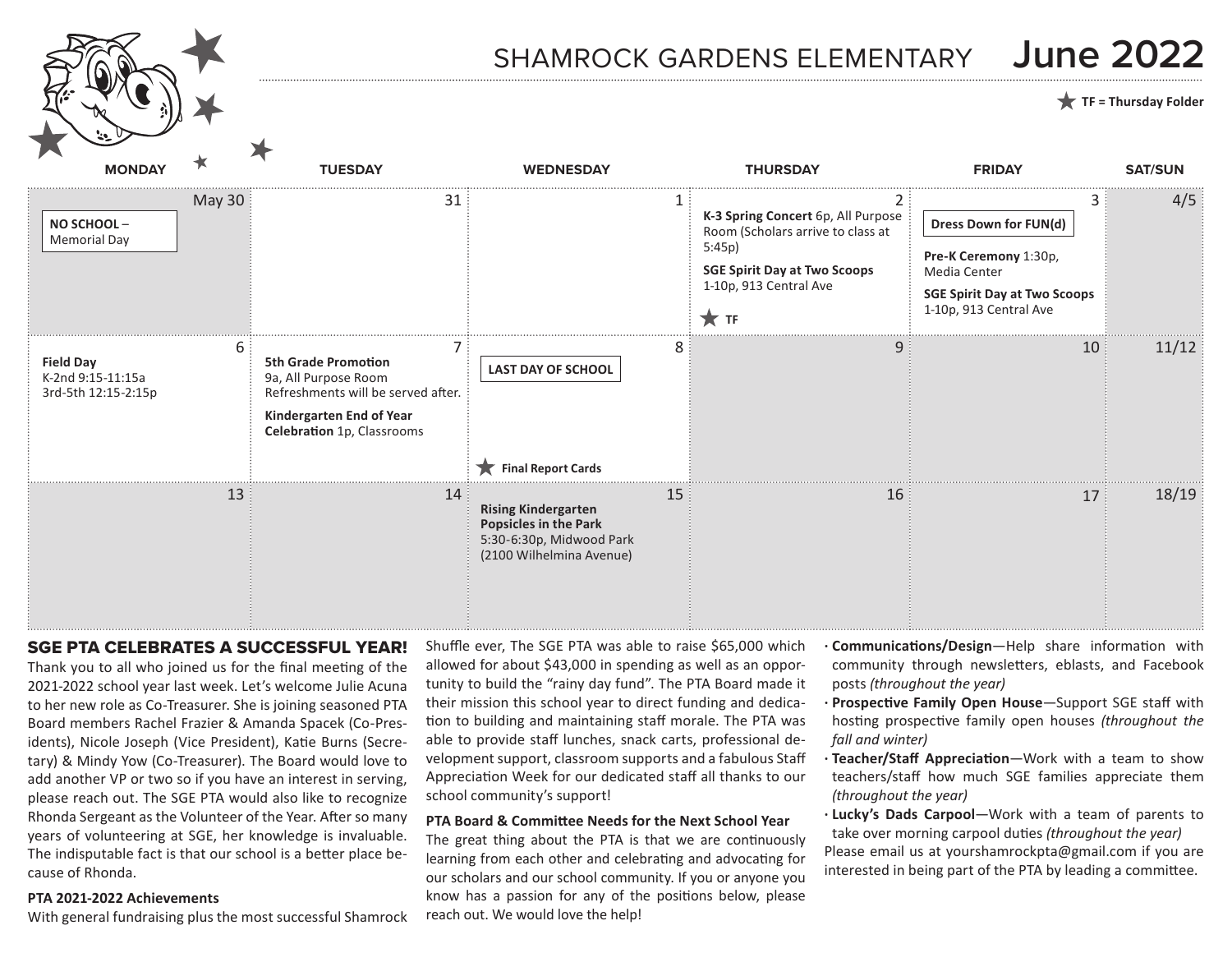# SHAMROCK GARDENS ELEMENTARY June 2022

★ TF = Thursday Folder

| MONDAY | TUESDAY | WEDNESDAY | THURSDAY | FRIDAY | SAT/SUN |
|---|---|---|---|---|---|
| May 30<br>**NO SCHOOL** – Memorial Day | 31 | 1 | 2<br>**K-3 Spring Concert** 6p, All Purpose Room (Scholars arrive to class at 5:45p)<br>**SGE Spirit Day at Two Scoops** 1-10p, 913 Central Ave<br>★ **TF** | 3<br>**Dress Down for FUN(d)**<br>**Pre-K Ceremony** 1:30p, Media Center<br>**SGE Spirit Day at Two Scoops** 1-10p, 913 Central Ave | 4/5 |
| 6<br>**Field Day**<br>K-2nd 9:15-11:15a<br>3rd-5th 12:15-2:15p | 7<br>**5th Grade Promotion** 9a, All Purpose Room<br>Refreshments will be served after.<br>**Kindergarten End of Year Celebration** 1p, Classrooms | 8<br>**LAST DAY OF SCHOOL**<br>★ **Final Report Cards** | 9 | 10 | 11/12 |
| 13 | 14 | 15<br>**Rising Kindergarten Popsicles in the Park**<br>5:30-6:30p, Midwood Park (2100 Wilhelmina Avenue) | 16 | 17 | 18/19 |

## SGE PTA CELEBRATES A SUCCESSFUL YEAR!

Thank you to all who joined us for the final meeting of the 2021-2022 school year last week. Let's welcome Julie Acuna to her new role as Co-Treasurer. She is joining seasoned PTA Board members Rachel Frazier & Amanda Spacek (Co-Presidents), Nicole Joseph (Vice President), Katie Burns (Secretary) & Mindy Yow (Co-Treasurer). The Board would love to add another VP or two so if you have an interest in serving, please reach out. The SGE PTA would also like to recognize Rhonda Sergeant as the Volunteer of the Year. After so many years of volunteering at SGE, her knowledge is invaluable. The indisputable fact is that our school is a better place because of Rhonda.

**PTA 2021-2022 Achievements**

With general fundraising plus the most successful Shamrock Shuffle ever, The SGE PTA was able to raise $65,000 which allowed for about $43,000 in spending as well as an opportunity to build the "rainy day fund". The PTA Board made it their mission this school year to direct funding and dedication to building and maintaining staff morale. The PTA was able to provide staff lunches, snack carts, professional development support, classroom supports and a fabulous Staff Appreciation Week for our dedicated staff all thanks to our school community's support!

**PTA Board & Committee Needs for the Next School Year**

The great thing about the PTA is that we are continuously learning from each other and celebrating and advocating for our scholars and our school community. If you or anyone you know has a passion for any of the positions below, please reach out. We would love the help!

- **Communications/Design**—Help share information with community through newsletters, eblasts, and Facebook posts *(throughout the year)*
- **Prospective Family Open House**—Support SGE staff with hosting prospective family open houses *(throughout the fall and winter)*
- **Teacher/Staff Appreciation**—Work with a team to show teachers/staff how much SGE families appreciate them *(throughout the year)*
- **Lucky's Dads Carpool**—Work with a team of parents to take over morning carpool duties *(throughout the year)*

Please email us at yourshamrockpta@gmail.com if you are interested in being part of the PTA by leading a committee.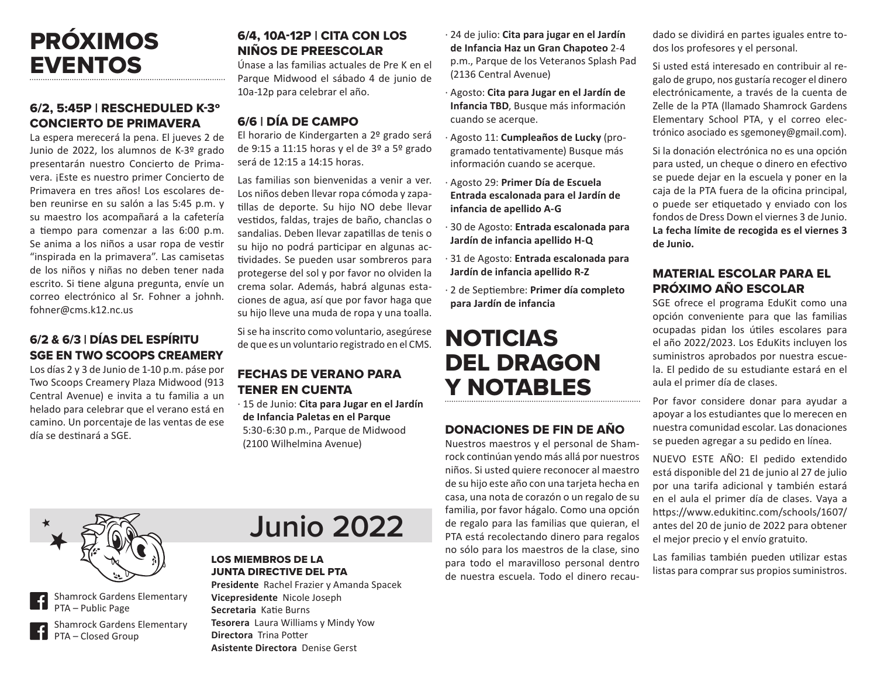# PRÓXIMOS EVENTOS

### 6/2, 5:45P | RESCHEDULED K-3º CONCIERTO DE PRIMAVERA

La espera merecerá la pena. El jueves 2 de Junio de 2022, los alumnos de K-3º grado presentarán nuestro Concierto de Primavera. ¡Este es nuestro primer Concierto de Primavera en tres años! Los escolares deben reunirse en su salón a las 5:45 p.m. y su maestro los acompañará a la cafetería a tiempo para comenzar a las 6:00 p.m. Se anima a los niños a usar ropa de vestir "inspirada en la primavera". Las camisetas de los niños y niñas no deben tener nada escrito. Si tiene alguna pregunta, envíe un correo electrónico al Sr. Fohner a johnh.fohner@cms.k12.nc.us

### 6/2 & 6/3 | DÍAS DEL ESPÍRITU SGE EN TWO SCOOPS CREAMERY

Los días 2 y 3 de Junio de 1-10 p.m. pase por Two Scoops Creamery Plaza Midwood (913 Central Avenue) e invita a tu familia a un helado para celebrar que el verano está en camino. Un porcentaje de las ventas de ese día se destinará a SGE.

### 6/4, 10A-12P | CITA CON LOS NIÑOS DE PREESCOLAR

Únase a las familias actuales de Pre K en el Parque Midwood el sábado 4 de junio de 10a-12p para celebrar el año.

### 6/6 | DÍA DE CAMPO

El horario de Kindergarten a 2º grado será de 9:15 a 11:15 horas y el de 3º a 5º grado será de 12:15 a 14:15 horas.

Las familias son bienvenidas a venir a ver. Los niños deben llevar ropa cómoda y zapatillas de deporte. Su hijo NO debe llevar vestidos, faldas, trajes de baño, chanclas o sandalias. Deben llevar zapatillas de tenis o su hijo no podrá participar en algunas actividades. Se pueden usar sombreros para protegerse del sol y por favor no olviden la crema solar. Además, habrá algunas estaciones de agua, así que por favor haga que su hijo lleve una muda de ropa y una toalla.

Si se ha inscrito como voluntario, asegúrese de que es un voluntario registrado en el CMS.

### FECHAS DE VERANO PARA TENER EN CUENTA

- 15 de Junio: **Cita para Jugar en el Jardín de Infancia Paletas en el Parque** 5:30-6:30 p.m., Parque de Midwood (2100 Wilhelmina Avenue)
- 24 de julio: **Cita para jugar en el Jardín de Infancia Haz un Gran Chapoteo** 2-4 p.m., Parque de los Veteranos Splash Pad (2136 Central Avenue)
- Agosto: **Cita para Jugar en el Jardín de Infancia TBD**, Busque más información cuando se acerque.
- Agosto 11: **Cumpleaños de Lucky** (programado tentativamente) Busque más información cuando se acerque.
- Agosto 29: **Primer Día de Escuela Entrada escalonada para el Jardín de infancia de apellido A-G**
- 30 de Agosto: **Entrada escalonada para Jardín de infancia apellido H-Q**
- 31 de Agosto: **Entrada escalonada para Jardín de infancia apellido R-Z**
- 2 de Septiembre: **Primer día completo para Jardín de infancia**

# NOTICIAS DEL DRAGON Y NOTABLES

### DONACIONES DE FIN DE AÑO

Nuestros maestros y el personal de Shamrock continúan yendo más allá por nuestros niños. Si usted quiere reconocer al maestro de su hijo este año con una tarjeta hecha en casa, una nota de corazón o un regalo de su familia, por favor hágalo. Como una opción de regalo para las familias que quieran, el PTA está recolectando dinero para regalos no sólo para los maestros de la clase, sino para todo el maravilloso personal dentro de nuestra escuela. Todo el dinero recaudado se dividirá en partes iguales entre todos los profesores y el personal.

Si usted está interesado en contribuir al regalo de grupo, nos gustaría recoger el dinero electrónicamente, a través de la cuenta de Zelle de la PTA (llamado Shamrock Gardens Elementary School PTA, y el correo electrónico asociado es sgemoney@gmail.com).

Si la donación electrónica no es una opción para usted, un cheque o dinero en efectivo se puede dejar en la escuela y poner en la caja de la PTA fuera de la oficina principal, o puede ser etiquetado y enviado con los fondos de Dress Down el viernes 3 de Junio. **La fecha límite de recogida es el viernes 3 de Junio.**

### MATERIAL ESCOLAR PARA EL PRÓXIMO AÑO ESCOLAR

SGE ofrece el programa EduKit como una opción conveniente para que las familias ocupadas pidan los útiles escolares para el año 2022/2023. Los EduKits incluyen los suministros aprobados por nuestra escuela. El pedido de su estudiante estará en el aula el primer día de clases.

Por favor considere donar para ayudar a apoyar a los estudiantes que lo merecen en nuestra comunidad escolar. Las donaciones se pueden agregar a su pedido en línea.

NUEVO ESTE AÑO: El pedido extendido está disponible del 21 de junio al 27 de julio por una tarifa adicional y también estará en el aula el primer día de clases. Vaya a https://www.edukitinc.com/schools/1607/ antes del 20 de junio de 2022 para obtener el mejor precio y el envío gratuito.

Las familias también pueden utilizar estas listas para comprar sus propios suministros.

## Junio 2022

Shamrock Gardens Elementary PTA – Public Page

Shamrock Gardens Elementary PTA – Closed Group

### LOS MIEMBROS DE LA JUNTA DIRECTIVE DEL PTA

**Presidente** Rachel Frazier y Amanda Spacek
**Vicepresidente** Nicole Joseph
**Secretaria** Katie Burns
**Tesorera** Laura Williams y Mindy Yow
**Directora** Trina Potter
**Asistente Directora** Denise Gerst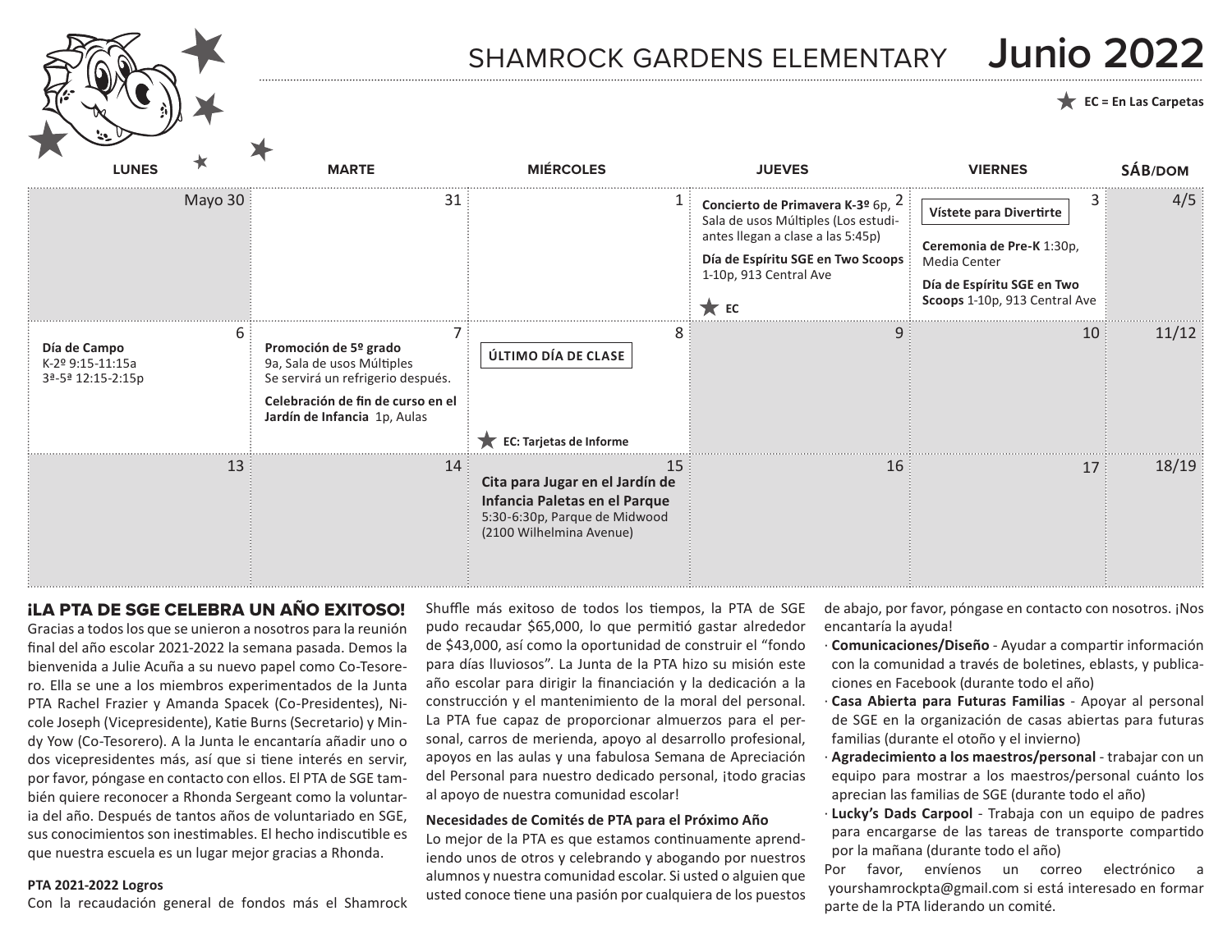# SHAMROCK GARDENS ELEMENTARY Junio 2022

★ **EC = En Las Carpetas**

| LUNES | MARTE | MIÉRCOLES | JUEVES | VIERNES | SÁB/DOM |
|---|---|---|---|---|---|
| Mayo 30 | 31 | 1 | 2 **Concierto de Primavera K-3º** 6p, Sala de usos Múltiples (Los estudiantes llegan a clase a las 5:45p) **Día de Espíritu SGE en Two Scoops** 1-10p, 913 Central Ave ★ **EC** | 3 **Vístete para Divertirte** **Ceremonia de Pre-K** 1:30p, Media Center **Día de Espíritu SGE en Two Scoops** 1-10p, 913 Central Ave | 4/5 |
| 6 **Día de Campo** K-2º 9:15-11:15a 3ª-5ª 12:15-2:15p | 7 **Promoción de 5º grado** 9a, Sala de usos Múltiples Se servirá un refrigerio después. **Celebración de fin de curso en el Jardín de Infancia** 1p, Aulas | 8 **ÚLTIMO DÍA DE CLASE** ★ **EC: Tarjetas de Informe** | 9 | 10 | 11/12 |
| 13 | 14 | 15 **Cita para Jugar en el Jardín de Infancia Paletas en el Parque** 5:30-6:30p, Parque de Midwood (2100 Wilhelmina Avenue) | 16 | 17 | 18/19 |

## ¡LA PTA DE SGE CELEBRA UN AÑO EXITOSO!

Gracias a todos los que se unieron a nosotros para la reunión final del año escolar 2021-2022 la semana pasada. Demos la bienvenida a Julie Acuña a su nuevo papel como Co-Tesorero. Ella se une a los miembros experimentados de la Junta PTA Rachel Frazier y Amanda Spacek (Co-Presidentes), Nicole Joseph (Vicepresidente), Katie Burns (Secretario) y Mindy Yow (Co-Tesorero). A la Junta le encantaría añadir uno o dos vicepresidentes más, así que si tiene interés en servir, por favor, póngase en contacto con ellos. El PTA de SGE también quiere reconocer a Rhonda Sergeant como la voluntaria del año. Después de tantos años de voluntariado en SGE, sus conocimientos son inestimables. El hecho indiscutible es que nuestra escuela es un lugar mejor gracias a Rhonda.

**PTA 2021-2022 Logros**

Con la recaudación general de fondos más el Shamrock Shuffle más exitoso de todos los tiempos, la PTA de SGE pudo recaudar $65,000, lo que permitió gastar alrededor de $43,000, así como la oportunidad de construir el "fondo para días lluviosos". La Junta de la PTA hizo su misión este año escolar para dirigir la financiación y la dedicación a la construcción y el mantenimiento de la moral del personal. La PTA fue capaz de proporcionar almuerzos para el personal, carros de merienda, apoyo al desarrollo profesional, apoyos en las aulas y una fabulosa Semana de Apreciación del Personal para nuestro dedicado personal, ¡todo gracias al apoyo de nuestra comunidad escolar!

**Necesidades de Comités de PTA para el Próximo Año**

Lo mejor de la PTA es que estamos continuamente aprendiendo unos de otros y celebrando y abogando por nuestros alumnos y nuestra comunidad escolar. Si usted o alguien que usted conoce tiene una pasión por cualquiera de los puestos de abajo, por favor, póngase en contacto con nosotros. ¡Nos encantaría la ayuda!

- **Comunicaciones/Diseño** - Ayudar a compartir información con la comunidad a través de boletines, eblasts, y publicaciones en Facebook (durante todo el año)
- **Casa Abierta para Futuras Familias** - Apoyar al personal de SGE en la organización de casas abiertas para futuras familias (durante el otoño y el invierno)
- **Agradecimiento a los maestros/personal** - trabajar con un equipo para mostrar a los maestros/personal cuánto los aprecian las familias de SGE (durante todo el año)
- **Lucky's Dads Carpool** - Trabaja con un equipo de padres para encargarse de las tareas de transporte compartido por la mañana (durante todo el año)

Por favor, envíenos un correo electrónico a yourshamrockpta@gmail.com si está interesado en formar parte de la PTA liderando un comité.